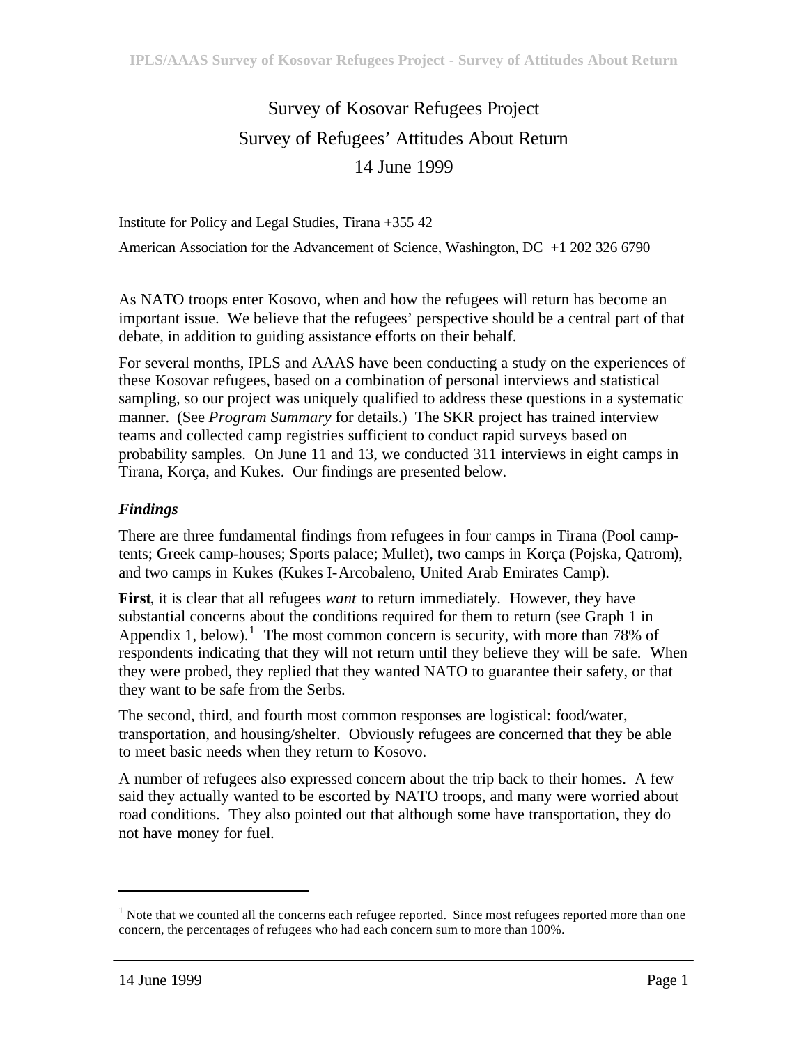# Survey of Kosovar Refugees Project
# Survey of Refugees' Attitudes About Return
# 14 June 1999

Institute for Policy and Legal Studies, Tirana +355 42

American Association for the Advancement of Science, Washington, DC +1 202 326 6790

As NATO troops enter Kosovo, when and how the refugees will return has become an important issue. We believe that the refugees' perspective should be a central part of that debate, in addition to guiding assistance efforts on their behalf.

For several months, IPLS and AAAS have been conducting a study on the experiences of these Kosovar refugees, based on a combination of personal interviews and statistical sampling, so our project was uniquely qualified to address these questions in a systematic manner. (See *Program Summary* for details.) The SKR project has trained interview teams and collected camp registries sufficient to conduct rapid surveys based on probability samples. On June 11 and 13, we conducted 311 interviews in eight camps in Tirana, Korça, and Kukes. Our findings are presented below.

## *Findings*

There are three fundamental findings from refugees in four camps in Tirana (Pool camp-tents; Greek camp-houses; Sports palace; Mullet), two camps in Korça (Pojska, Qatrom), and two camps in Kukes (Kukes I-Arcobaleno, United Arab Emirates Camp).

**First**, it is clear that all refugees *want* to return immediately. However, they have substantial concerns about the conditions required for them to return (see Graph 1 in Appendix 1, below).[1] The most common concern is security, with more than 78% of respondents indicating that they will not return until they believe they will be safe. When they were probed, they replied that they wanted NATO to guarantee their safety, or that they want to be safe from the Serbs.

The second, third, and fourth most common responses are logistical: food/water, transportation, and housing/shelter. Obviously refugees are concerned that they be able to meet basic needs when they return to Kosovo.

A number of refugees also expressed concern about the trip back to their homes. A few said they actually wanted to be escorted by NATO troops, and many were worried about road conditions. They also pointed out that although some have transportation, they do not have money for fuel.

---

[1] Note that we counted all the concerns each refugee reported. Since most refugees reported more than one concern, the percentages of refugees who had each concern sum to more than 100%.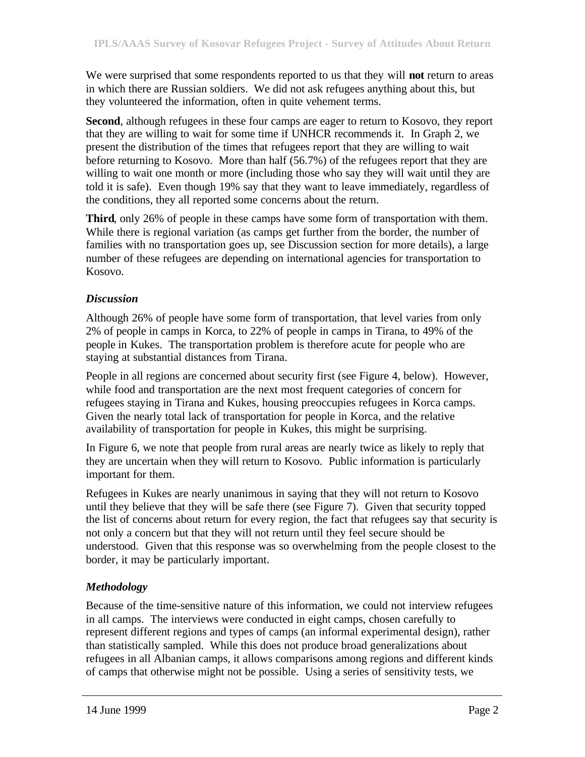We were surprised that some respondents reported to us that they will **not** return to areas in which there are Russian soldiers. We did not ask refugees anything about this, but they volunteered the information, often in quite vehement terms.

**Second**, although refugees in these four camps are eager to return to Kosovo, they report that they are willing to wait for some time if UNHCR recommends it. In Graph 2, we present the distribution of the times that refugees report that they are willing to wait before returning to Kosovo. More than half (56.7%) of the refugees report that they are willing to wait one month or more (including those who say they will wait until they are told it is safe). Even though 19% say that they want to leave immediately, regardless of the conditions, they all reported some concerns about the return.

**Third**, only 26% of people in these camps have some form of transportation with them. While there is regional variation (as camps get further from the border, the number of families with no transportation goes up, see Discussion section for more details), a large number of these refugees are depending on international agencies for transportation to Kosovo.

### *Discussion*

Although 26% of people have some form of transportation, that level varies from only 2% of people in camps in Korca, to 22% of people in camps in Tirana, to 49% of the people in Kukes. The transportation problem is therefore acute for people who are staying at substantial distances from Tirana.

People in all regions are concerned about security first (see Figure 4, below). However, while food and transportation are the next most frequent categories of concern for refugees staying in Tirana and Kukes, housing preoccupies refugees in Korca camps. Given the nearly total lack of transportation for people in Korca, and the relative availability of transportation for people in Kukes, this might be surprising.

In Figure 6, we note that people from rural areas are nearly twice as likely to reply that they are uncertain when they will return to Kosovo. Public information is particularly important for them.

Refugees in Kukes are nearly unanimous in saying that they will not return to Kosovo until they believe that they will be safe there (see Figure 7). Given that security topped the list of concerns about return for every region, the fact that refugees say that security is not only a concern but that they will not return until they feel secure should be understood. Given that this response was so overwhelming from the people closest to the border, it may be particularly important.

### *Methodology*

Because of the time-sensitive nature of this information, we could not interview refugees in all camps. The interviews were conducted in eight camps, chosen carefully to represent different regions and types of camps (an informal experimental design), rather than statistically sampled. While this does not produce broad generalizations about refugees in all Albanian camps, it allows comparisons among regions and different kinds of camps that otherwise might not be possible. Using a series of sensitivity tests, we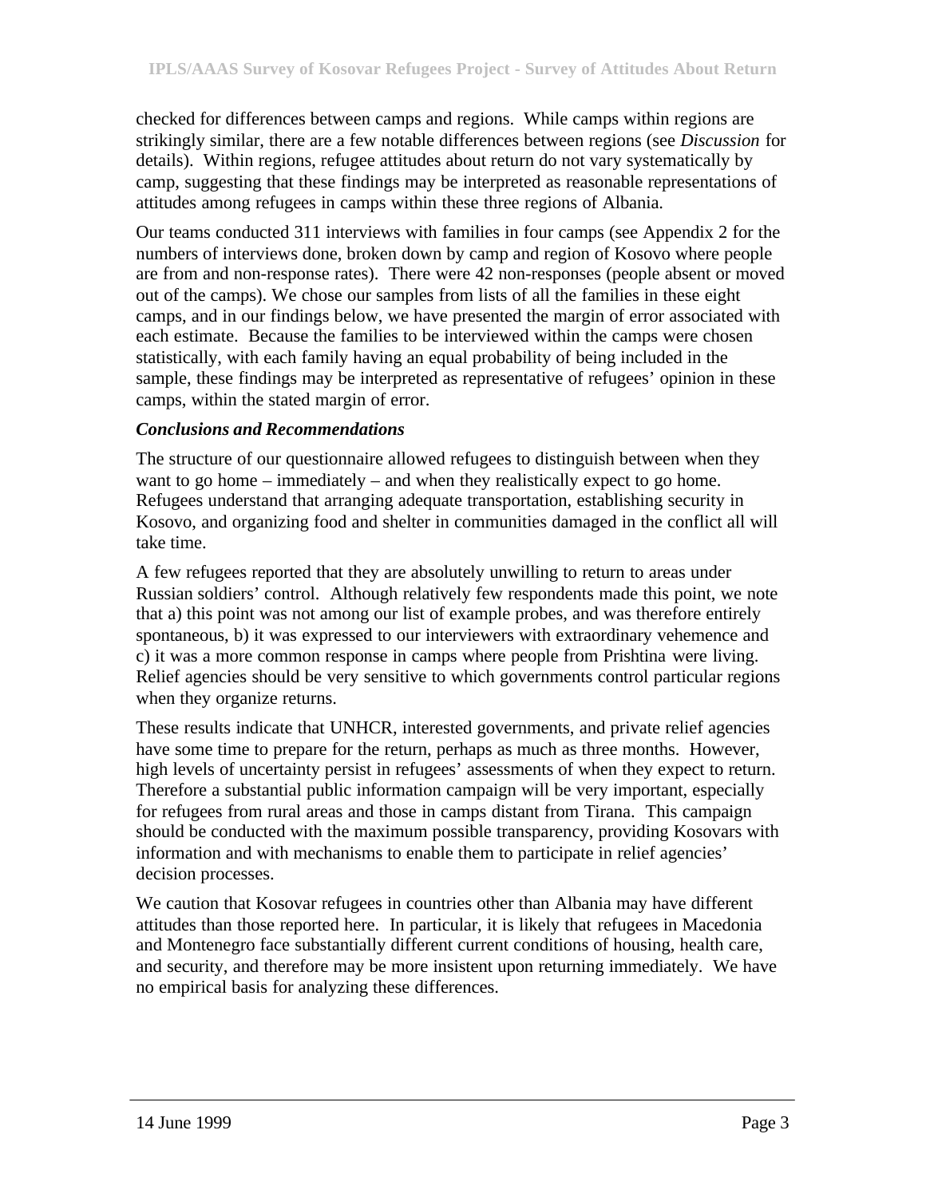checked for differences between camps and regions. While camps within regions are strikingly similar, there are a few notable differences between regions (see *Discussion* for details). Within regions, refugee attitudes about return do not vary systematically by camp, suggesting that these findings may be interpreted as reasonable representations of attitudes among refugees in camps within these three regions of Albania.

Our teams conducted 311 interviews with families in four camps (see Appendix 2 for the numbers of interviews done, broken down by camp and region of Kosovo where people are from and non-response rates). There were 42 non-responses (people absent or moved out of the camps). We chose our samples from lists of all the families in these eight camps, and in our findings below, we have presented the margin of error associated with each estimate. Because the families to be interviewed within the camps were chosen statistically, with each family having an equal probability of being included in the sample, these findings may be interpreted as representative of refugees' opinion in these camps, within the stated margin of error.

### *Conclusions and Recommendations*

The structure of our questionnaire allowed refugees to distinguish between when they want to go home – immediately – and when they realistically expect to go home. Refugees understand that arranging adequate transportation, establishing security in Kosovo, and organizing food and shelter in communities damaged in the conflict all will take time.

A few refugees reported that they are absolutely unwilling to return to areas under Russian soldiers' control. Although relatively few respondents made this point, we note that a) this point was not among our list of example probes, and was therefore entirely spontaneous, b) it was expressed to our interviewers with extraordinary vehemence and c) it was a more common response in camps where people from Prishtina were living. Relief agencies should be very sensitive to which governments control particular regions when they organize returns.

These results indicate that UNHCR, interested governments, and private relief agencies have some time to prepare for the return, perhaps as much as three months. However, high levels of uncertainty persist in refugees' assessments of when they expect to return. Therefore a substantial public information campaign will be very important, especially for refugees from rural areas and those in camps distant from Tirana. This campaign should be conducted with the maximum possible transparency, providing Kosovars with information and with mechanisms to enable them to participate in relief agencies' decision processes.

We caution that Kosovar refugees in countries other than Albania may have different attitudes than those reported here. In particular, it is likely that refugees in Macedonia and Montenegro face substantially different current conditions of housing, health care, and security, and therefore may be more insistent upon returning immediately. We have no empirical basis for analyzing these differences.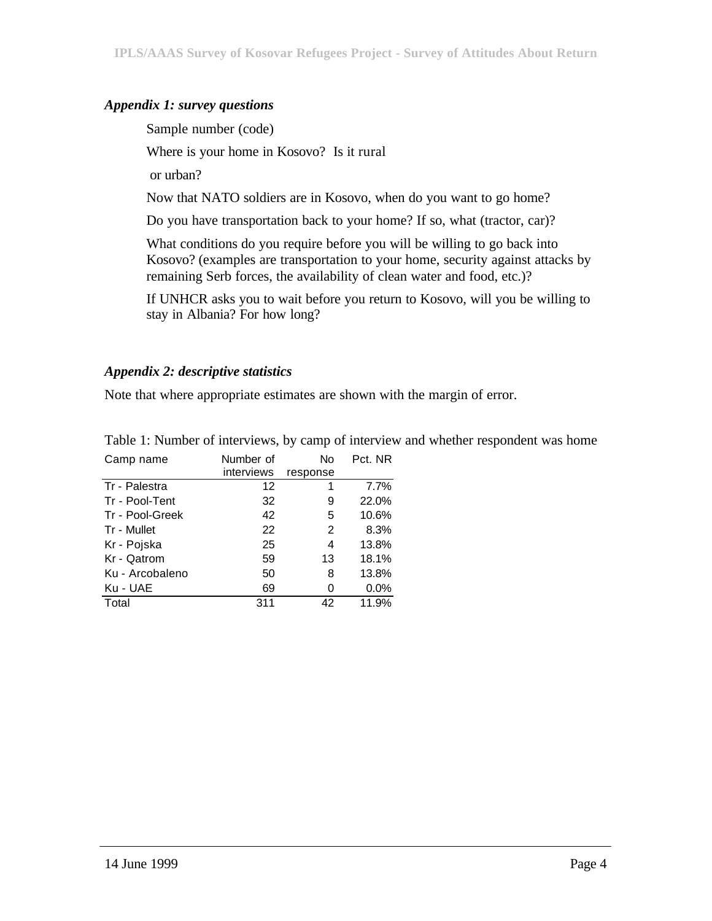*Appendix 1: survey questions*

Sample number (code)

Where is your home in Kosovo? Is it rural

or urban?

Now that NATO soldiers are in Kosovo, when do you want to go home?

Do you have transportation back to your home? If so, what (tractor, car)?

What conditions do you require before you will be willing to go back into Kosovo? (examples are transportation to your home, security against attacks by remaining Serb forces, the availability of clean water and food, etc.)?

If UNHCR asks you to wait before you return to Kosovo, will you be willing to stay in Albania? For how long?

*Appendix 2: descriptive statistics*

Note that where appropriate estimates are shown with the margin of error.

Table 1: Number of interviews, by camp of interview and whether respondent was home

| Camp name | Number of interviews | No response | Pct. NR |
|---|---|---|---|
| Tr - Palestra | 12 | 1 | 7.7% |
| Tr - Pool-Tent | 32 | 9 | 22.0% |
| Tr - Pool-Greek | 42 | 5 | 10.6% |
| Tr - Mullet | 22 | 2 | 8.3% |
| Kr - Pojska | 25 | 4 | 13.8% |
| Kr - Qatrom | 59 | 13 | 18.1% |
| Ku - Arcobaleno | 50 | 8 | 13.8% |
| Ku - UAE | 69 | 0 | 0.0% |
| Total | 311 | 42 | 11.9% |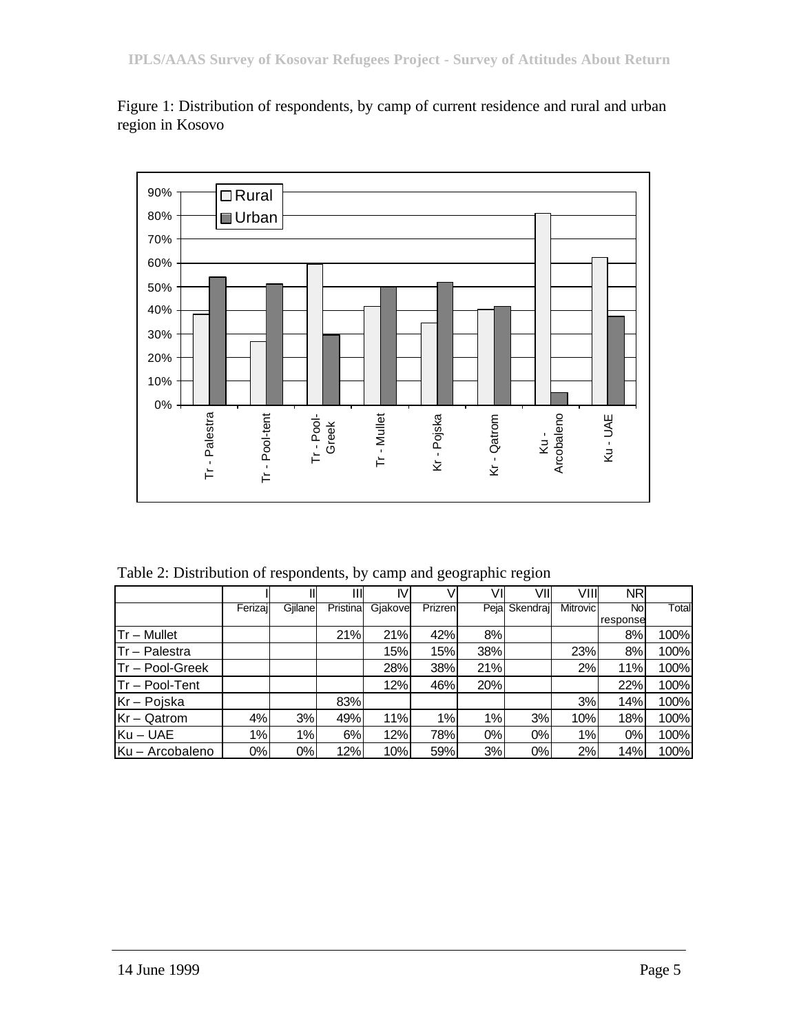Figure 1: Distribution of respondents, by camp of current residence and rural and urban region in Kosovo

Table 2: Distribution of respondents, by camp and geographic region

| | I | II | III | IV | V | VI | VII | VIII | NR | |
|---|---|---|---|---|---|---|---|---|---|---|
| | Ferizaj | Gjilane | Pristina | Gjakove | Prizren | Peja | Skendraj | Mitrovic | No response | Total |
| Tr – Mullet | | | 21% | 21% | 42% | 8% | | | 8% | 100% |
| Tr – Palestra | | | | 15% | 15% | 38% | | 23% | 8% | 100% |
| Tr – Pool-Greek | | | | 28% | 38% | 21% | | 2% | 11% | 100% |
| Tr – Pool-Tent | | | | 12% | 46% | 20% | | | 22% | 100% |
| Kr – Pojska | | | 83% | | | | | 3% | 14% | 100% |
| Kr – Qatrom | 4% | 3% | 49% | 11% | 1% | 1% | 3% | 10% | 18% | 100% |
| Ku – UAE | 1% | 1% | 6% | 12% | 78% | 0% | 0% | 1% | 0% | 100% |
| Ku – Arcobaleno | 0% | 0% | 12% | 10% | 59% | 3% | 0% | 2% | 14% | 100% |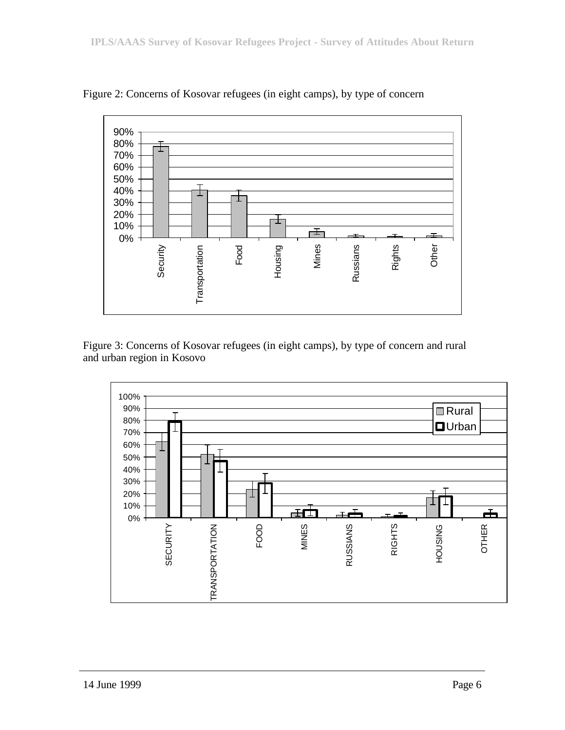Figure 2: Concerns of Kosovar refugees (in eight camps), by type of concern

Figure 3: Concerns of Kosovar refugees (in eight camps), by type of concern and rural and urban region in Kosovo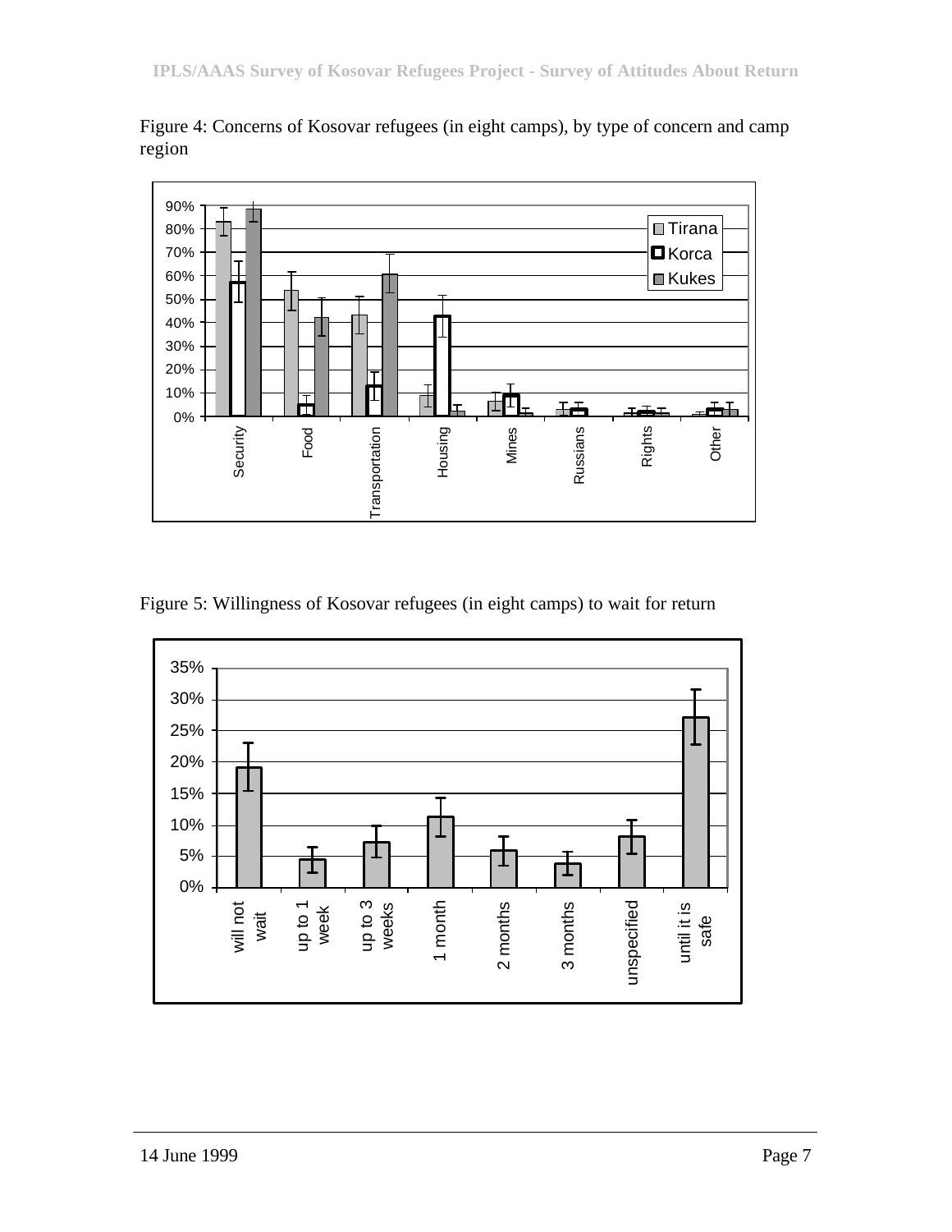Figure 4: Concerns of Kosovar refugees (in eight camps), by type of concern and camp region

Figure 5: Willingness of Kosovar refugees (in eight camps) to wait for return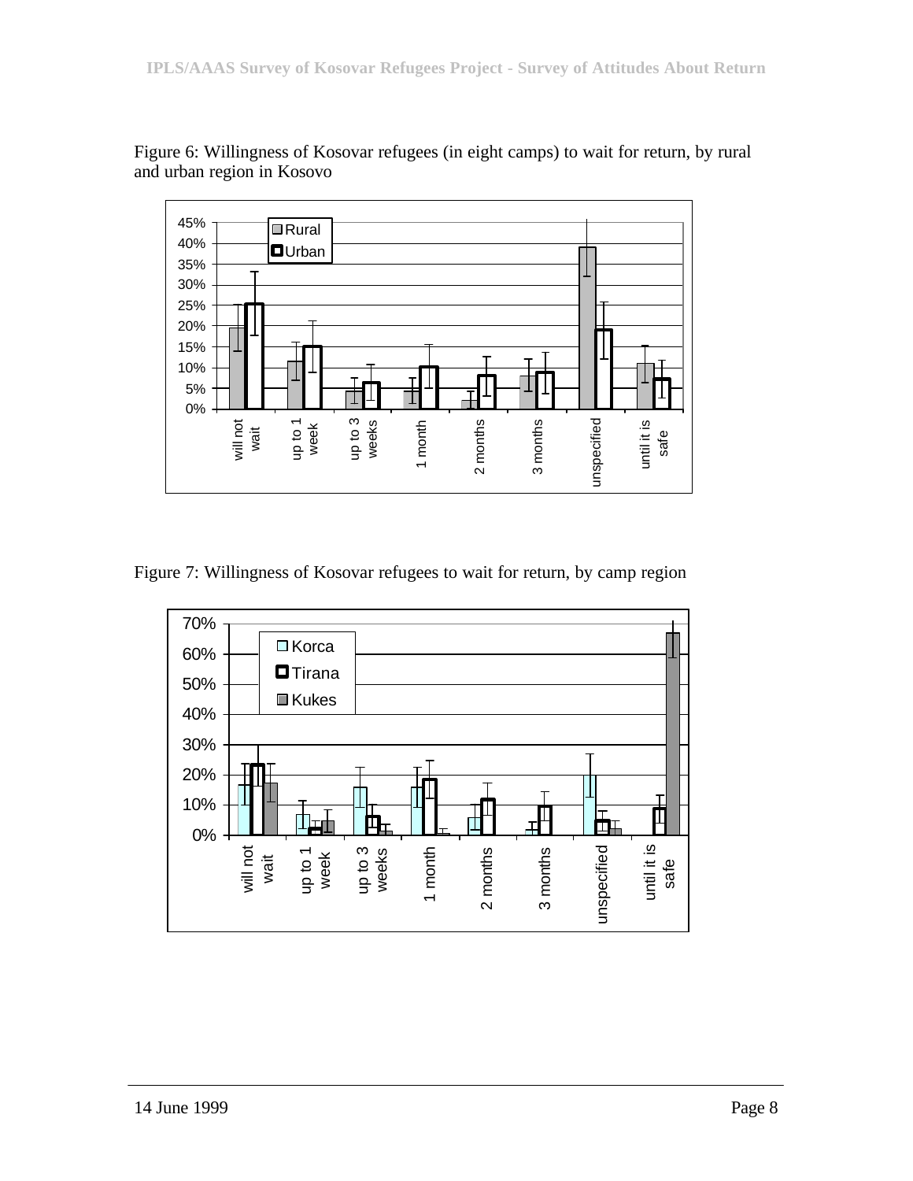Figure 6: Willingness of Kosovar refugees (in eight camps) to wait for return, by rural and urban region in Kosovo

Figure 7: Willingness of Kosovar refugees to wait for return, by camp region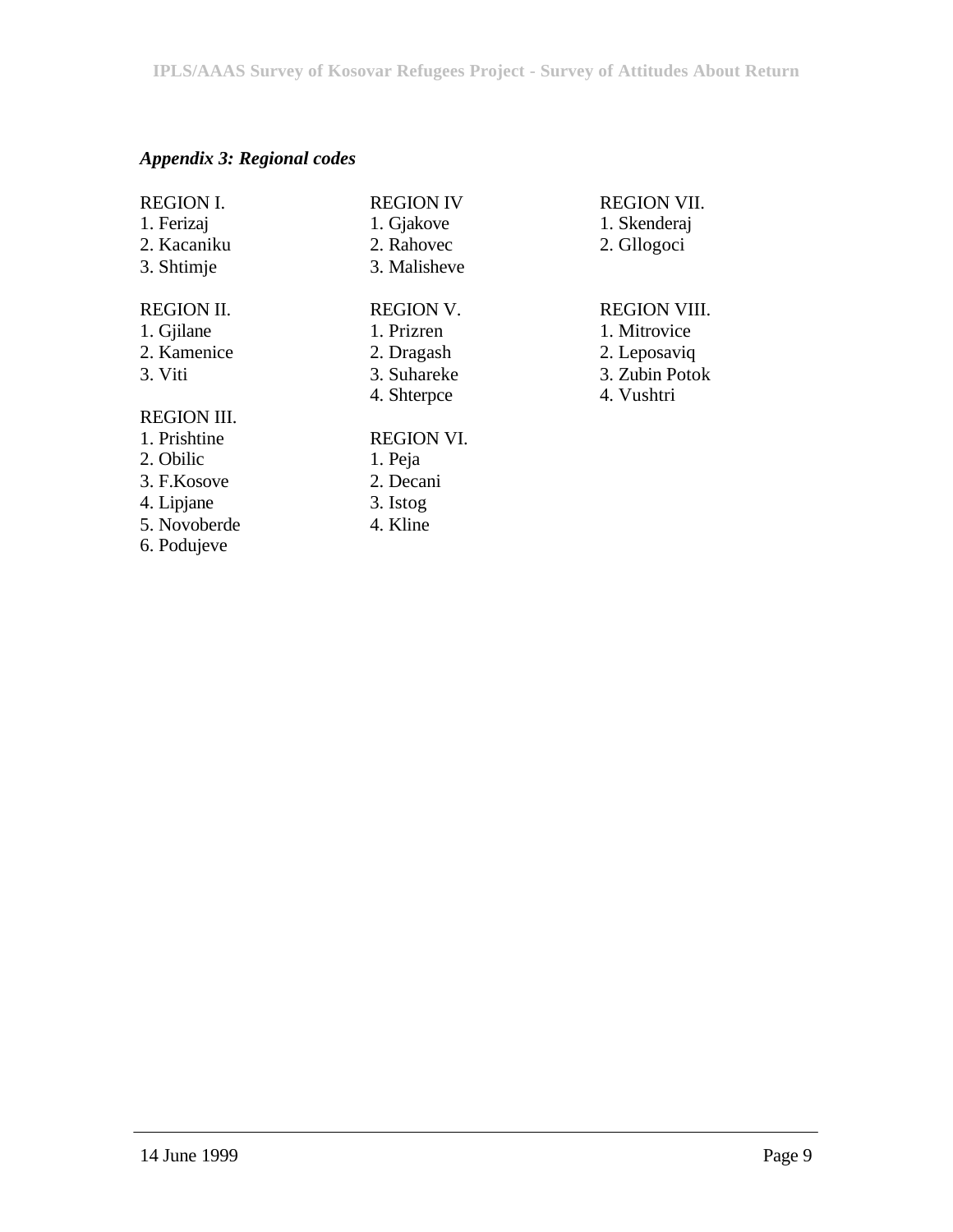*Appendix 3: Regional codes*

REGION I.
1. Ferizaj
2. Kacaniku
3. Shtimje

REGION II.
1. Gjilane
2. Kamenice
3. Viti

REGION III.
1. Prishtine
2. Obilic
3. F.Kosove
4. Lipjane
5. Novoberde
6. Podujeve

REGION IV
1. Gjakove
2. Rahovec
3. Malisheve

REGION V.
1. Prizren
2. Dragash
3. Suhareke
4. Shterpce

REGION VI.
1. Peja
2. Decani
3. Istog
4. Kline

REGION VII.
1. Skenderaj
2. Gllogoci

REGION VIII.
1. Mitrovice
2. Leposaviq
3. Zubin Potok
4. Vushtri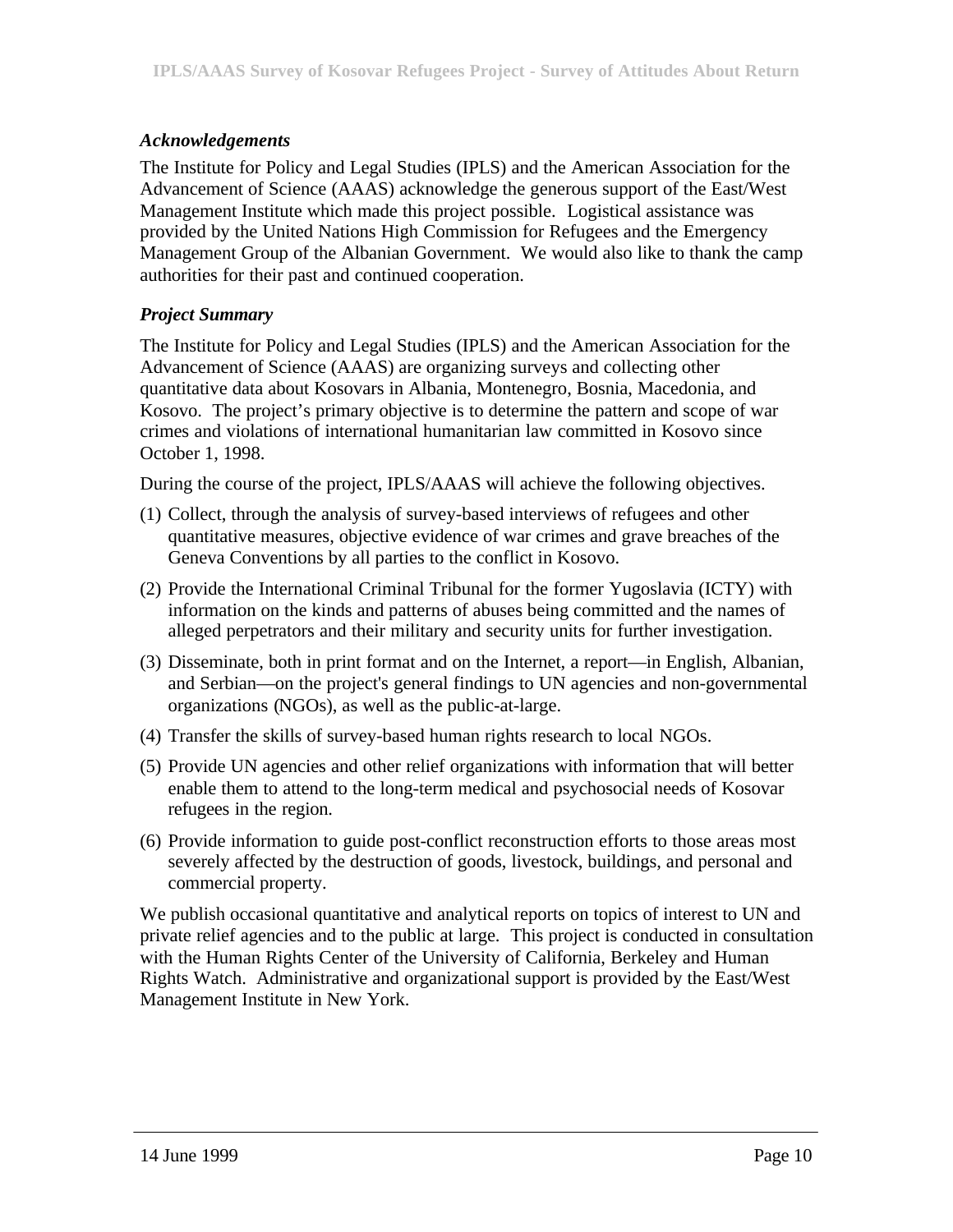### *Acknowledgements*

The Institute for Policy and Legal Studies (IPLS) and the American Association for the Advancement of Science (AAAS) acknowledge the generous support of the East/West Management Institute which made this project possible. Logistical assistance was provided by the United Nations High Commission for Refugees and the Emergency Management Group of the Albanian Government. We would also like to thank the camp authorities for their past and continued cooperation.

### *Project Summary*

The Institute for Policy and Legal Studies (IPLS) and the American Association for the Advancement of Science (AAAS) are organizing surveys and collecting other quantitative data about Kosovars in Albania, Montenegro, Bosnia, Macedonia, and Kosovo. The project's primary objective is to determine the pattern and scope of war crimes and violations of international humanitarian law committed in Kosovo since October 1, 1998.

During the course of the project, IPLS/AAAS will achieve the following objectives.

(1) Collect, through the analysis of survey-based interviews of refugees and other quantitative measures, objective evidence of war crimes and grave breaches of the Geneva Conventions by all parties to the conflict in Kosovo.

(2) Provide the International Criminal Tribunal for the former Yugoslavia (ICTY) with information on the kinds and patterns of abuses being committed and the names of alleged perpetrators and their military and security units for further investigation.

(3) Disseminate, both in print format and on the Internet, a report—in English, Albanian, and Serbian—on the project's general findings to UN agencies and non-governmental organizations (NGOs), as well as the public-at-large.

(4) Transfer the skills of survey-based human rights research to local NGOs.

(5) Provide UN agencies and other relief organizations with information that will better enable them to attend to the long-term medical and psychosocial needs of Kosovar refugees in the region.

(6) Provide information to guide post-conflict reconstruction efforts to those areas most severely affected by the destruction of goods, livestock, buildings, and personal and commercial property.

We publish occasional quantitative and analytical reports on topics of interest to UN and private relief agencies and to the public at large. This project is conducted in consultation with the Human Rights Center of the University of California, Berkeley and Human Rights Watch. Administrative and organizational support is provided by the East/West Management Institute in New York.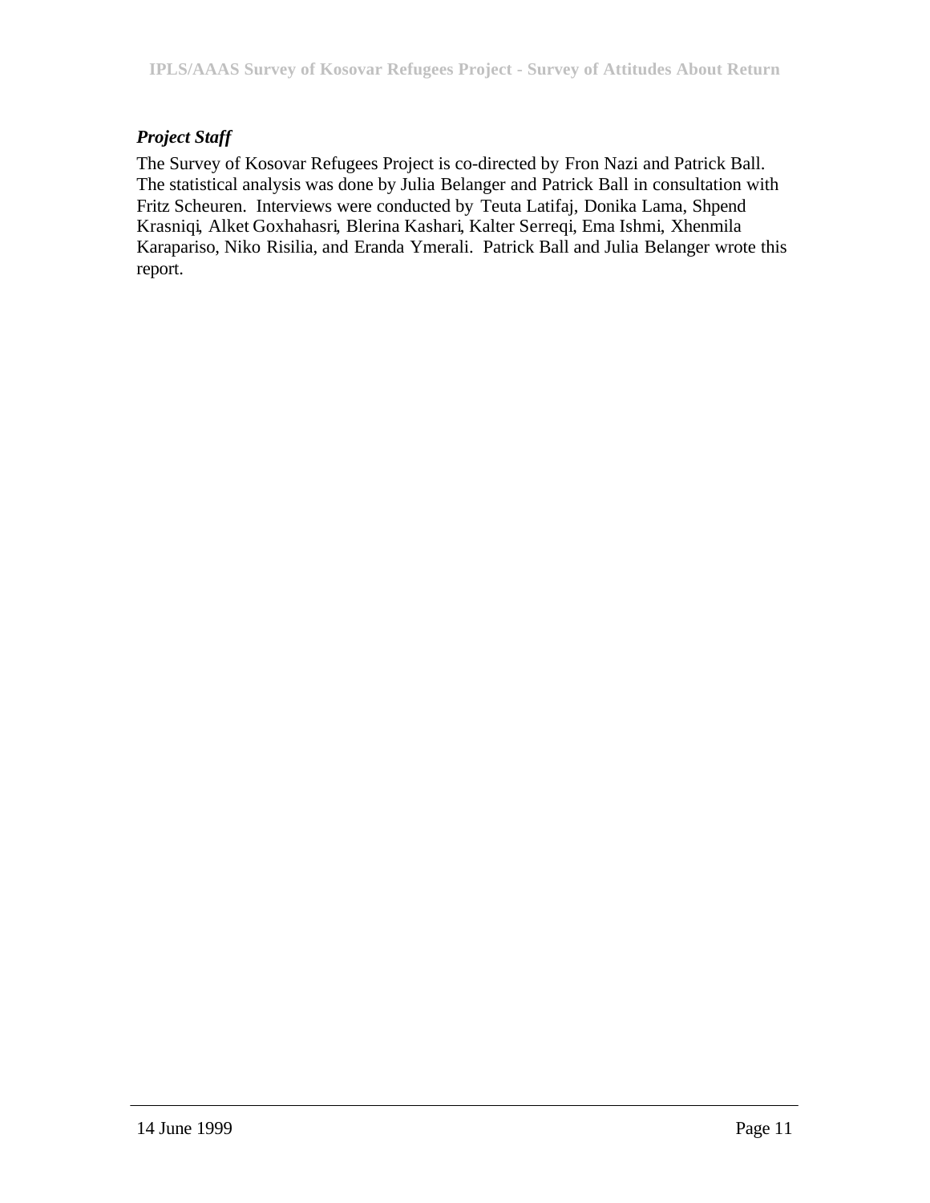***Project Staff***

The Survey of Kosovar Refugees Project is co-directed by Fron Nazi and Patrick Ball. The statistical analysis was done by Julia Belanger and Patrick Ball in consultation with Fritz Scheuren. Interviews were conducted by Teuta Latifaj, Donika Lama, Shpend Krasniqi, Alket Goxhahasri, Blerina Kashari, Kalter Serreqi, Ema Ishmi, Xhenmila Karapariso, Niko Risilia, and Eranda Ymerali. Patrick Ball and Julia Belanger wrote this report.